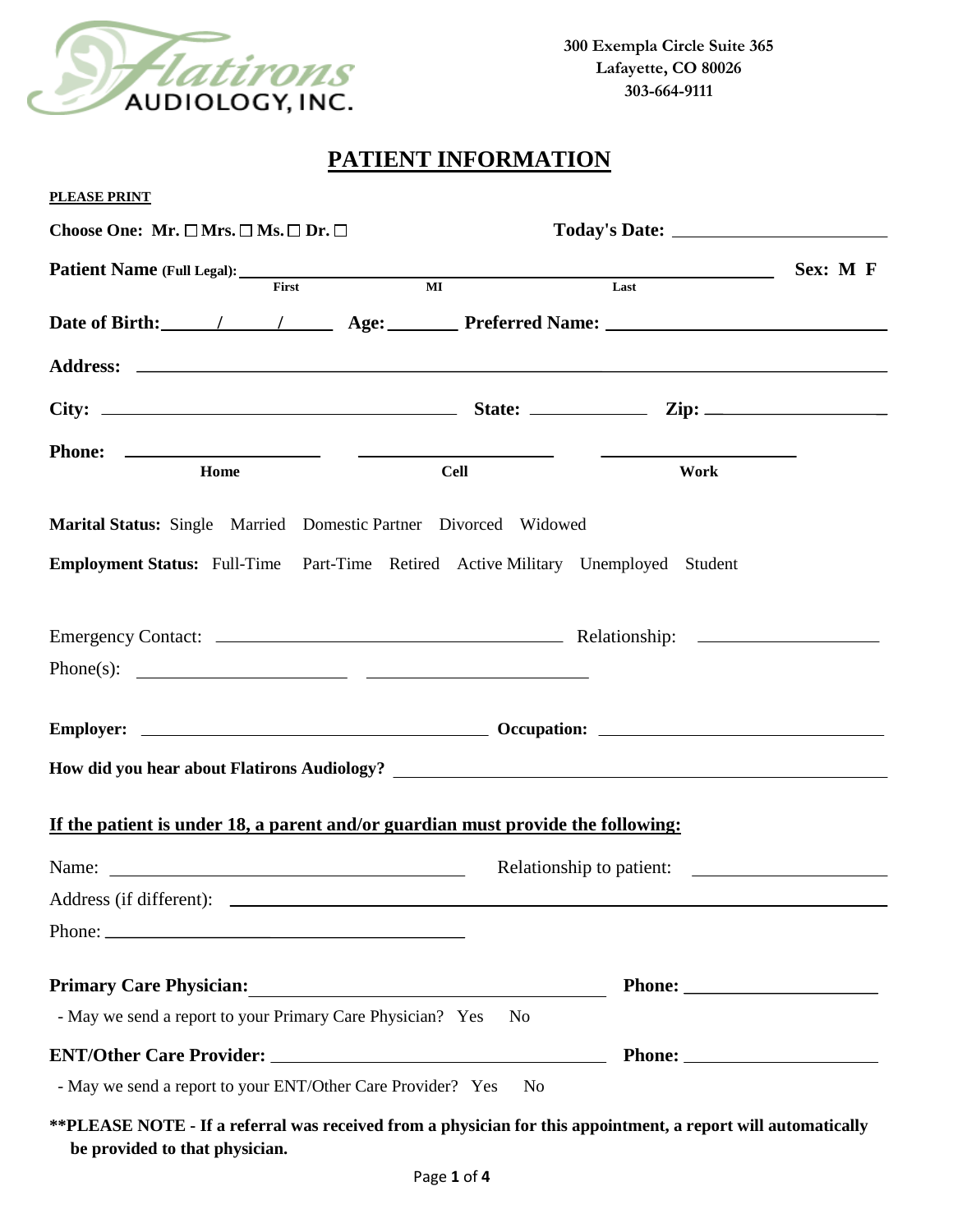Flatirons AUDIOLOGY, INC.

300 Exempla Circle Suite 365
Lafayette, CO 80026
303-664-9111

# PATIENT INFORMATION

**PLEASE PRINT**

**Choose One: Mr. ☐ Mrs. ☐ Ms. ☐ Dr. ☐** **Today's Date:** ____________________

**Patient Name (Full Legal):** ____________________ (First) ____________________ (MI) ____________________ (Last) **Sex: M F**

**Date of Birth:** _____/_____/_____ **Age:** ________ **Preferred Name:** ____________________

**Address:** ____________________________________________

**City:** ____________________ **State:** ____________ **Zip:** ____________

**Phone:** ____________________ (Home) ____________________ (Cell) ____________________ (Work)

**Marital Status:** Single Married Domestic Partner Divorced Widowed

**Employment Status:** Full-Time Part-Time Retired Active Military Unemployed Student

Emergency Contact: ____________________ Relationship: ____________________

Phone(s): ____________________ ____________________

**Employer:** ____________________ **Occupation:** ____________________

**How did you hear about Flatirons Audiology?** ____________________________________________

**If the patient is under 18, a parent and/or guardian must provide the following:**

Name: ____________________ Relationship to patient: ____________________

Address (if different): ____________________________________________

Phone: ____________________

**Primary Care Physician:** ____________________ **Phone:** ____________________

- May we send a report to your Primary Care Physician? Yes No

**ENT/Other Care Provider:** ____________________ **Phone:** ____________________

- May we send a report to your ENT/Other Care Provider? Yes No

****PLEASE NOTE - If a referral was received from a physician for this appointment, a report will automatically be provided to that physician.**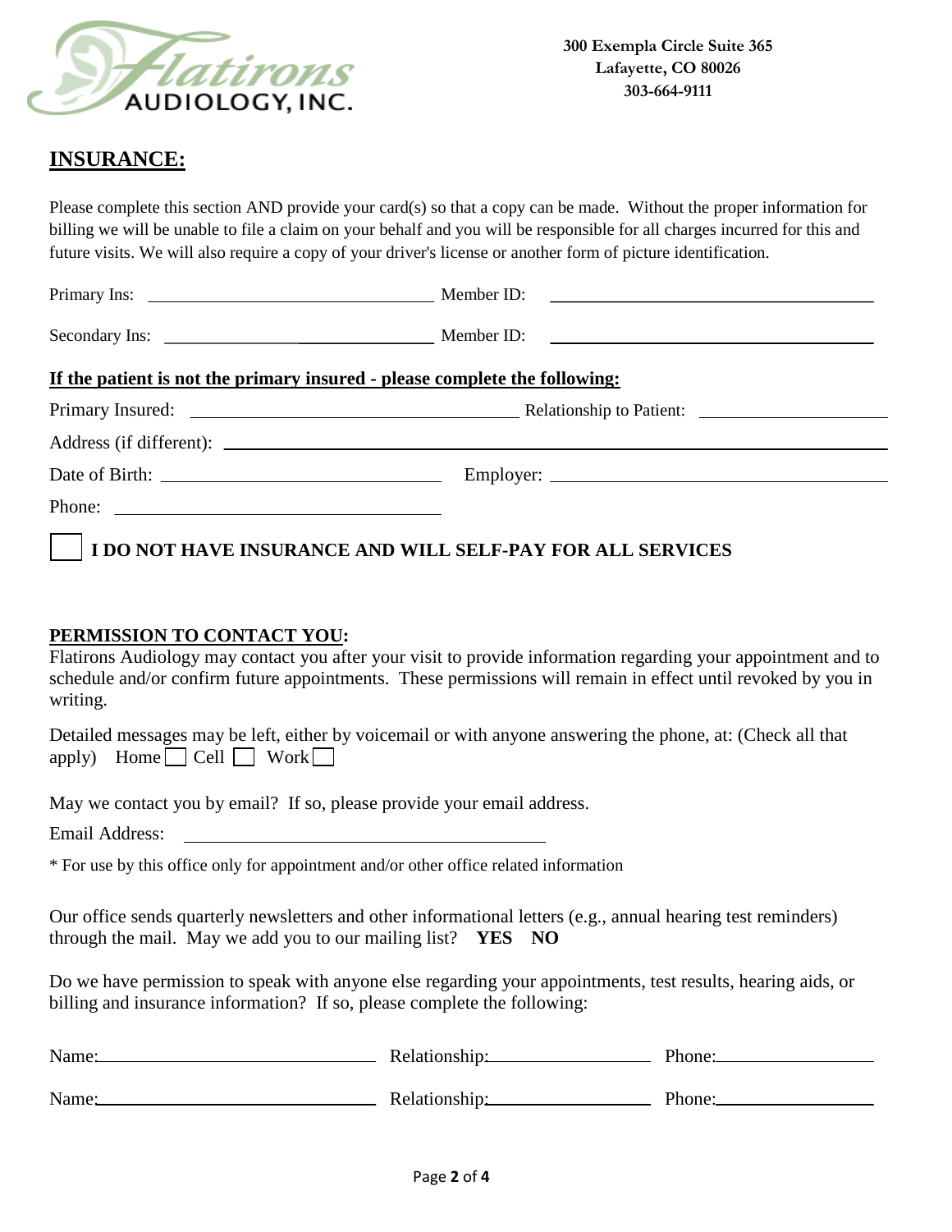Flatirons AUDIOLOGY, INC.

**300 Exempla Circle Suite 365**
**Lafayette, CO 80026**
**303-664-9111**

## INSURANCE:

Please complete this section AND provide your card(s) so that a copy can be made. Without the proper information for billing we will be unable to file a claim on your behalf and you will be responsible for all charges incurred for this and future visits. We will also require a copy of your driver's license or another form of picture identification.

Primary Ins: ______________________________ Member ID: ______________________________

Secondary Ins: ______________________________ Member ID: ______________________________

**If the patient is not the primary insured - please complete the following:**

Primary Insured: ______________________________ Relationship to Patient: ____________________

Address (if different): ____________________________________________________________

Date of Birth: ______________________________ Employer: ______________________________

Phone: ______________________________

☐ **I DO NOT HAVE INSURANCE AND WILL SELF-PAY FOR ALL SERVICES**

## PERMISSION TO CONTACT YOU:

Flatirons Audiology may contact you after your visit to provide information regarding your appointment and to schedule and/or confirm future appointments. These permissions will remain in effect until revoked by you in writing.

Detailed messages may be left, either by voicemail or with anyone answering the phone, at: (Check all that apply) Home ☐ Cell ☐ Work ☐

May we contact you by email? If so, please provide your email address.

Email Address: ______________________________

* For use by this office only for appointment and/or other office related information

Our office sends quarterly newsletters and other informational letters (e.g., annual hearing test reminders) through the mail. May we add you to our mailing list? **YES NO**

Do we have permission to speak with anyone else regarding your appointments, test results, hearing aids, or billing and insurance information? If so, please complete the following:

Name: ______________________________ Relationship: ____________________ Phone: ____________________

Name: ______________________________ Relationship: ____________________ Phone: ____________________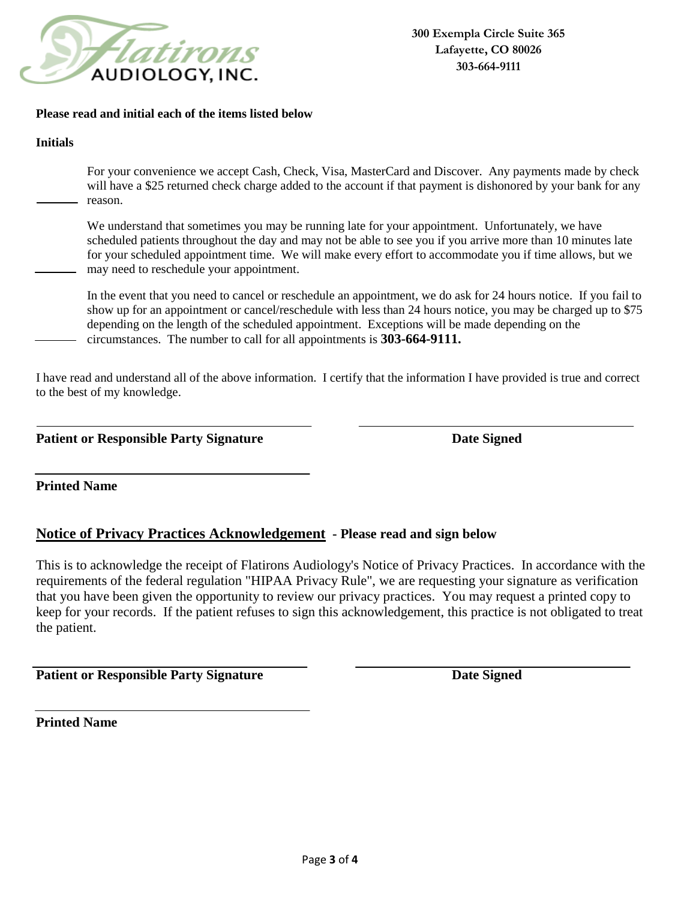**Flatirons AUDIOLOGY, INC.**

**300 Exempla Circle Suite 365**
**Lafayette, CO 80026**
**303-664-9111**

**Please read and initial each of the items listed below**

**Initials**

_______ For your convenience we accept Cash, Check, Visa, MasterCard and Discover. Any payments made by check will have a $25 returned check charge added to the account if that payment is dishonored by your bank for any reason.

_______ We understand that sometimes you may be running late for your appointment. Unfortunately, we have scheduled patients throughout the day and may not be able to see you if you arrive more than 10 minutes late for your scheduled appointment time. We will make every effort to accommodate you if time allows, but we may need to reschedule your appointment.

_______ In the event that you need to cancel or reschedule an appointment, we do ask for 24 hours notice. If you fail to show up for an appointment or cancel/reschedule with less than 24 hours notice, you may be charged up to $75 depending on the length of the scheduled appointment. Exceptions will be made depending on the circumstances. The number to call for all appointments is **303-664-9111.**

I have read and understand all of the above information. I certify that the information I have provided is true and correct to the best of my knowledge.

______________________________ ______________________________

**Patient or Responsible Party Signature** **Date Signed**

______________________________

**Printed Name**

## Notice of Privacy Practices Acknowledgement - Please read and sign below

This is to acknowledge the receipt of Flatirons Audiology's Notice of Privacy Practices. In accordance with the requirements of the federal regulation "HIPAA Privacy Rule", we are requesting your signature as verification that you have been given the opportunity to review our privacy practices. You may request a printed copy to keep for your records. If the patient refuses to sign this acknowledgement, this practice is not obligated to treat the patient.

______________________________ ______________________________

**Patient or Responsible Party Signature** **Date Signed**

______________________________

**Printed Name**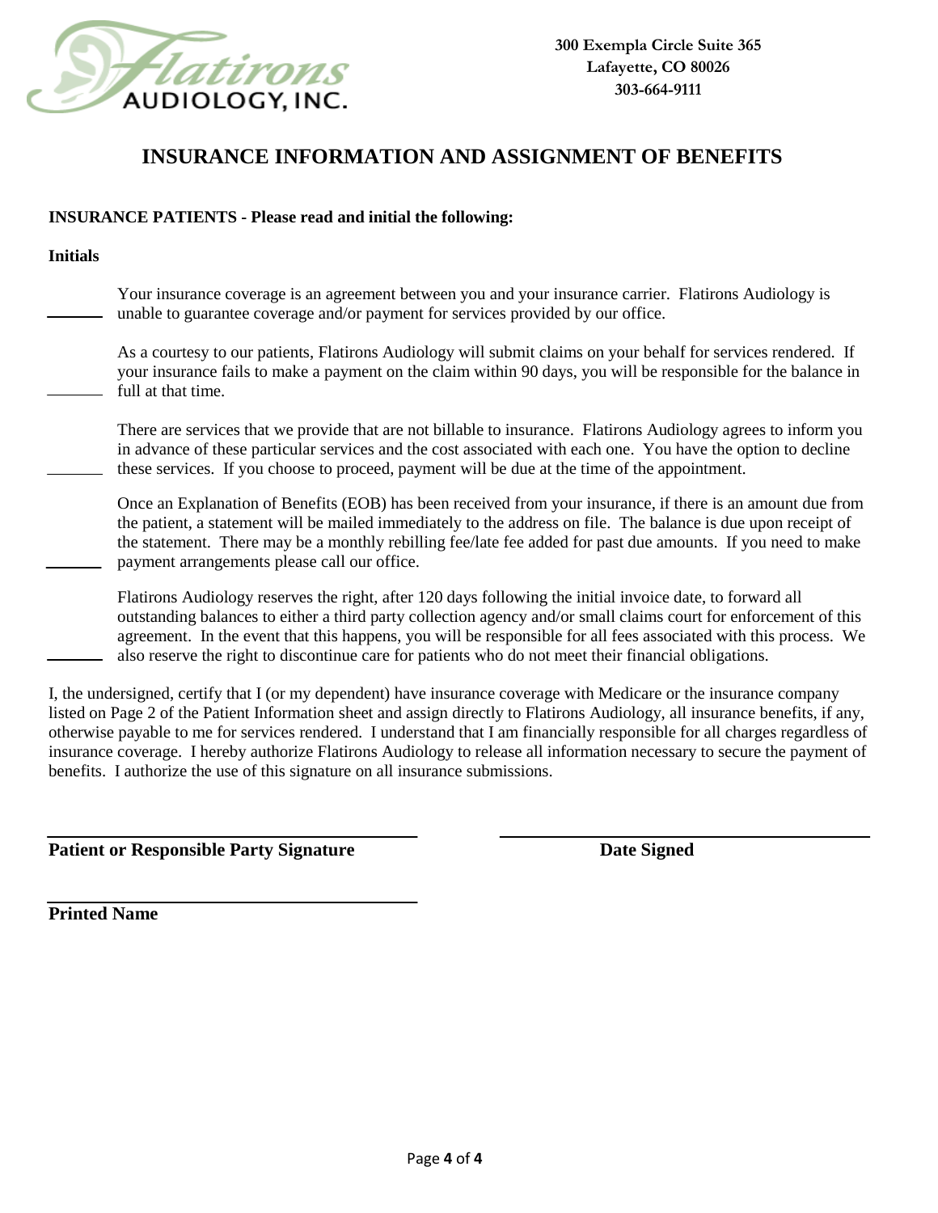Flatirons AUDIOLOGY, INC.

**300 Exempla Circle Suite 365**
**Lafayette, CO 80026**
**303-664-9111**

# INSURANCE INFORMATION AND ASSIGNMENT OF BENEFITS

**INSURANCE PATIENTS - Please read and initial the following:**

**Initials**

_______ Your insurance coverage is an agreement between you and your insurance carrier. Flatirons Audiology is unable to guarantee coverage and/or payment for services provided by our office.

_______ As a courtesy to our patients, Flatirons Audiology will submit claims on your behalf for services rendered. If your insurance fails to make a payment on the claim within 90 days, you will be responsible for the balance in full at that time.

_______ There are services that we provide that are not billable to insurance. Flatirons Audiology agrees to inform you in advance of these particular services and the cost associated with each one. You have the option to decline these services. If you choose to proceed, payment will be due at the time of the appointment.

_______ Once an Explanation of Benefits (EOB) has been received from your insurance, if there is an amount due from the patient, a statement will be mailed immediately to the address on file. The balance is due upon receipt of the statement. There may be a monthly rebilling fee/late fee added for past due amounts. If you need to make payment arrangements please call our office.

_______ Flatirons Audiology reserves the right, after 120 days following the initial invoice date, to forward all outstanding balances to either a third party collection agency and/or small claims court for enforcement of this agreement. In the event that this happens, you will be responsible for all fees associated with this process. We also reserve the right to discontinue care for patients who do not meet their financial obligations.

I, the undersigned, certify that I (or my dependent) have insurance coverage with Medicare or the insurance company listed on Page 2 of the Patient Information sheet and assign directly to Flatirons Audiology, all insurance benefits, if any, otherwise payable to me for services rendered. I understand that I am financially responsible for all charges regardless of insurance coverage. I hereby authorize Flatirons Audiology to release all information necessary to secure the payment of benefits. I authorize the use of this signature on all insurance submissions.

_________________________________________ _________________________________________

**Patient or Responsible Party Signature** **Date Signed**

_________________________________________

**Printed Name**